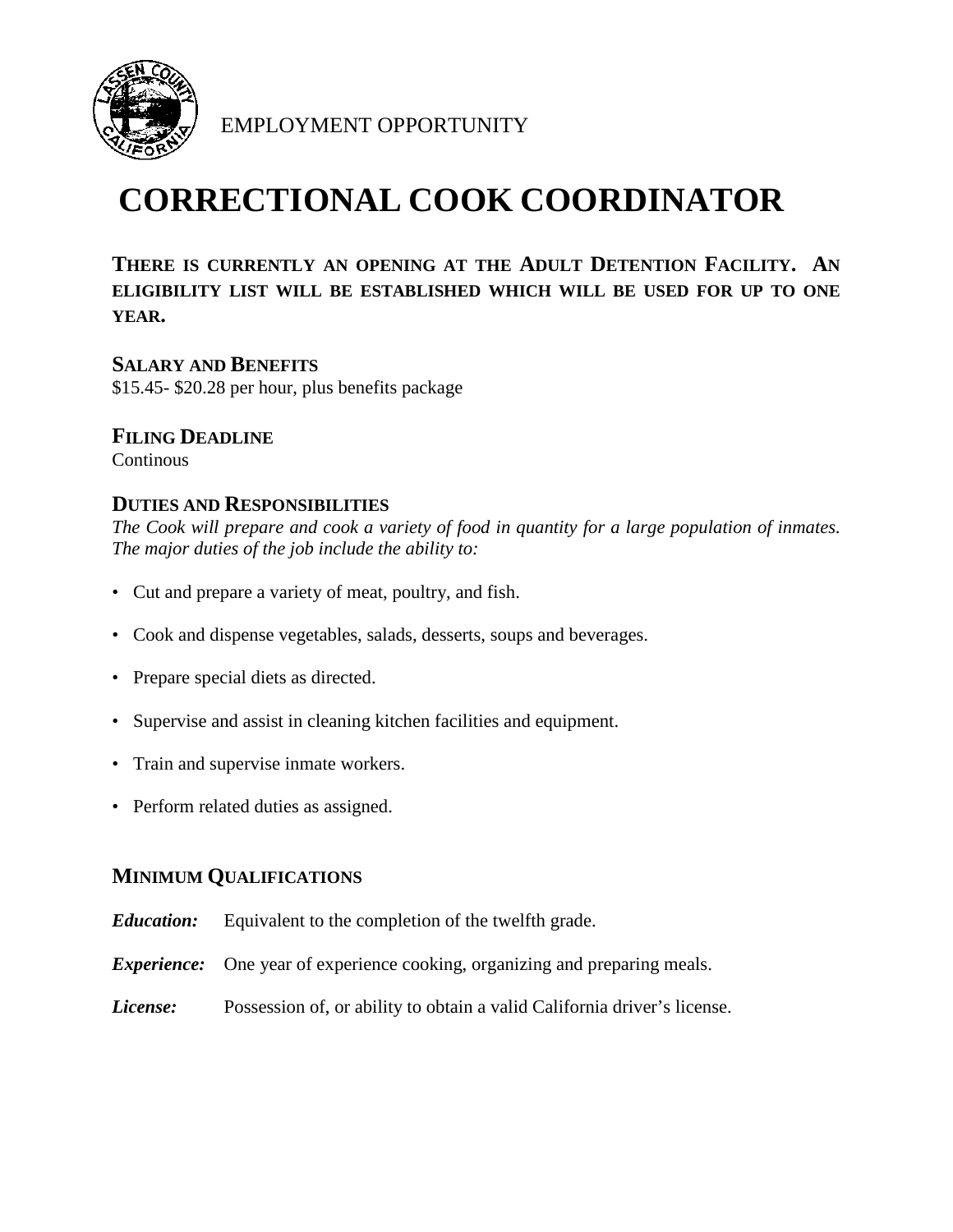EMPLOYMENT OPPORTUNITY

# CORRECTIONAL COOK COORDINATOR

**THERE IS CURRENTLY AN OPENING AT THE ADULT DETENTION FACILITY. AN ELIGIBILITY LIST WILL BE ESTABLISHED WHICH WILL BE USED FOR UP TO ONE YEAR.**

## SALARY AND BENEFITS

$15.45- $20.28 per hour, plus benefits package

## FILING DEADLINE

Continous

## DUTIES AND RESPONSIBILITIES

*The Cook will prepare and cook a variety of food in quantity for a large population of inmates. The major duties of the job include the ability to:*

- Cut and prepare a variety of meat, poultry, and fish.
- Cook and dispense vegetables, salads, desserts, soups and beverages.
- Prepare special diets as directed.
- Supervise and assist in cleaning kitchen facilities and equipment.
- Train and supervise inmate workers.
- Perform related duties as assigned.

## MINIMUM QUALIFICATIONS

***Education:*** Equivalent to the completion of the twelfth grade.

***Experience:*** One year of experience cooking, organizing and preparing meals.

***License:*** Possession of, or ability to obtain a valid California driver's license.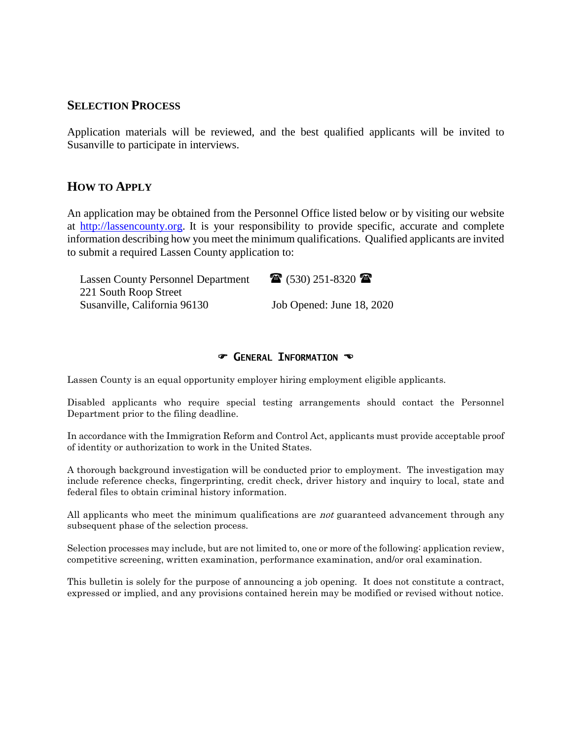## SELECTION PROCESS

Application materials will be reviewed, and the best qualified applicants will be invited to Susanville to participate in interviews.

## HOW TO APPLY

An application may be obtained from the Personnel Office listed below or by visiting our website at http://lassencounty.org. It is your responsibility to provide specific, accurate and complete information describing how you meet the minimum qualifications. Qualified applicants are invited to submit a required Lassen County application to:

Lassen County Personnel Department
221 South Roop Street
Susanville, California 96130

☎ (530) 251-8320 ☎

Job Opened: June 18, 2020

### ☛ GENERAL INFORMATION ☚

Lassen County is an equal opportunity employer hiring employment eligible applicants.

Disabled applicants who require special testing arrangements should contact the Personnel Department prior to the filing deadline.

In accordance with the Immigration Reform and Control Act, applicants must provide acceptable proof of identity or authorization to work in the United States.

A thorough background investigation will be conducted prior to employment. The investigation may include reference checks, fingerprinting, credit check, driver history and inquiry to local, state and federal files to obtain criminal history information.

All applicants who meet the minimum qualifications are *not* guaranteed advancement through any subsequent phase of the selection process.

Selection processes may include, but are not limited to, one or more of the following: application review, competitive screening, written examination, performance examination, and/or oral examination.

This bulletin is solely for the purpose of announcing a job opening. It does not constitute a contract, expressed or implied, and any provisions contained herein may be modified or revised without notice.